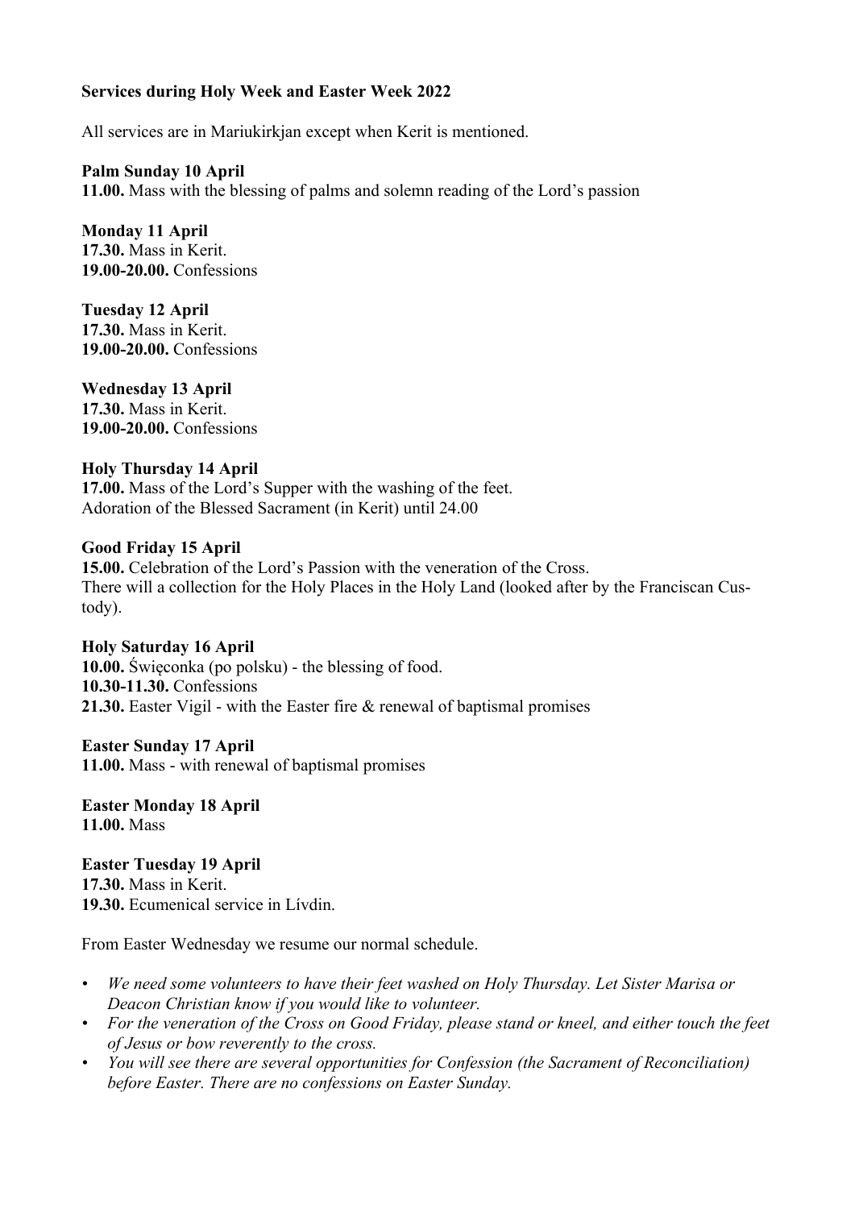**Services during Holy Week and Easter Week 2022**

All services are in Mariukirkjan except when Kerit is mentioned.

**Palm Sunday 10 April**
**11.00.** Mass with the blessing of palms and solemn reading of the Lord's passion

**Monday 11 April**
**17.30.** Mass in Kerit.
**19.00-20.00.** Confessions

**Tuesday 12 April**
**17.30.** Mass in Kerit.
**19.00-20.00.** Confessions

**Wednesday 13 April**
**17.30.** Mass in Kerit.
**19.00-20.00.** Confessions

**Holy Thursday 14 April**
**17.00.** Mass of the Lord's Supper with the washing of the feet.
Adoration of the Blessed Sacrament (in Kerit) until 24.00

**Good Friday 15 April**
**15.00.** Celebration of the Lord's Passion with the veneration of the Cross.
There will a collection for the Holy Places in the Holy Land (looked after by the Franciscan Custody).

**Holy Saturday 16 April**
**10.00.** Święconka (po polsku) - the blessing of food.
**10.30-11.30.** Confessions
**21.30.** Easter Vigil - with the Easter fire & renewal of baptismal promises

**Easter Sunday 17 April**
**11.00.** Mass - with renewal of baptismal promises

**Easter Monday 18 April**
**11.00.** Mass

**Easter Tuesday 19 April**
**17.30.** Mass in Kerit.
**19.30.** Ecumenical service in Lívdin.

From Easter Wednesday we resume our normal schedule.

- *We need some volunteers to have their feet washed on Holy Thursday. Let Sister Marisa or Deacon Christian know if you would like to volunteer.*
- *For the veneration of the Cross on Good Friday, please stand or kneel, and either touch the feet of Jesus or bow reverently to the cross.*
- *You will see there are several opportunities for Confession (the Sacrament of Reconciliation) before Easter. There are no confessions on Easter Sunday.*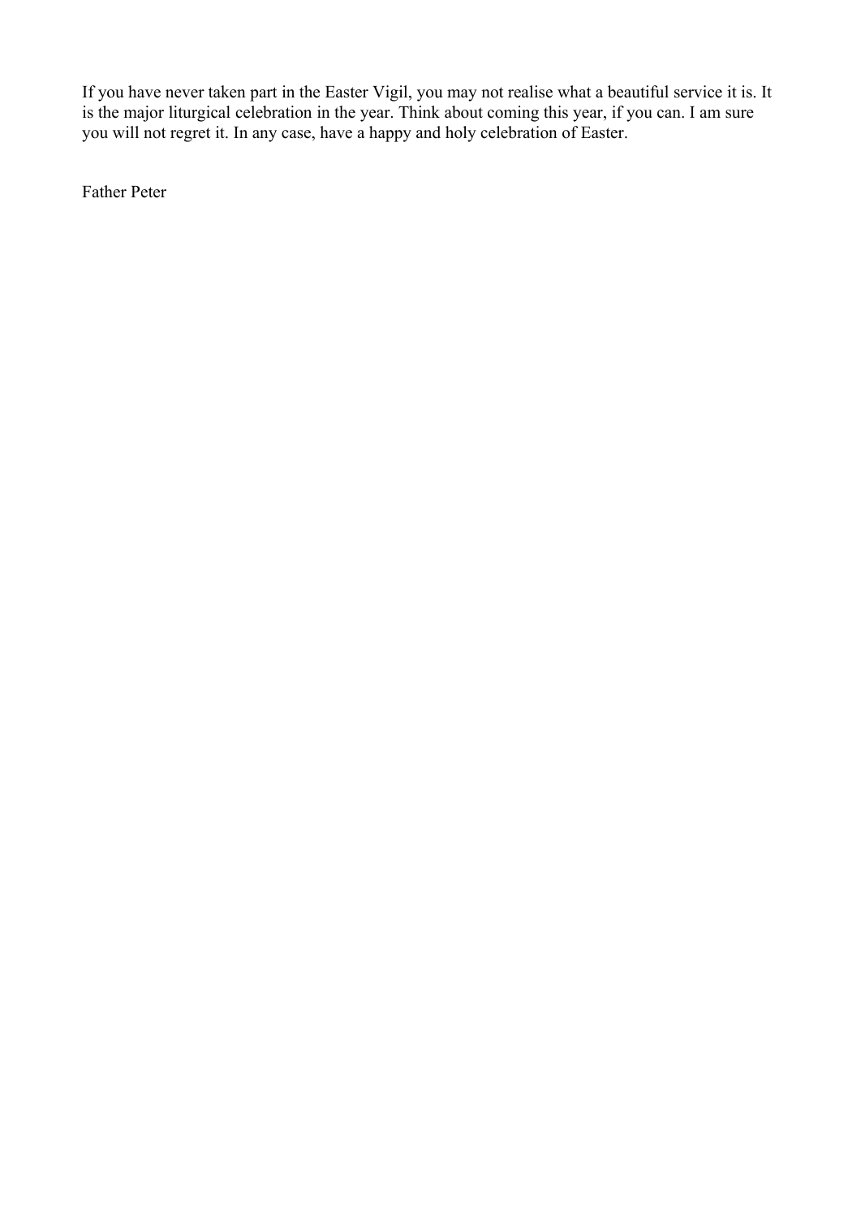If you have never taken part in the Easter Vigil, you may not realise what a beautiful service it is. It is the major liturgical celebration in the year. Think about coming this year, if you can. I am sure you will not regret it. In any case, have a happy and holy celebration of Easter.

Father Peter